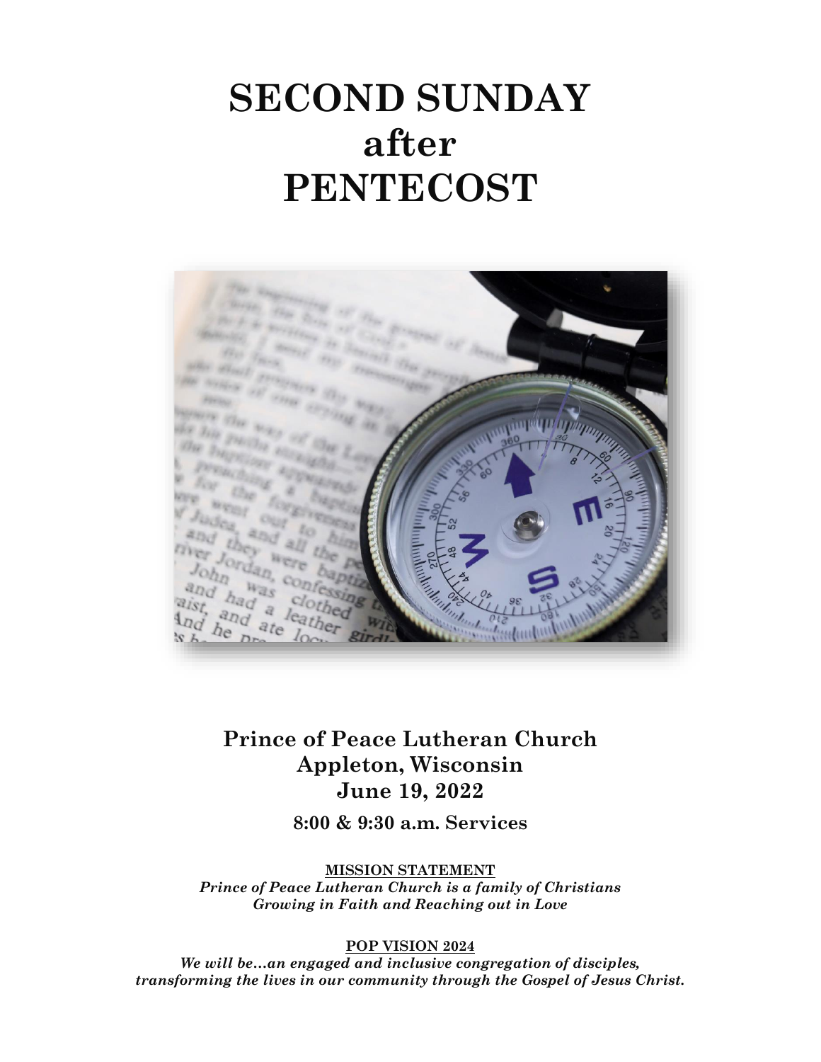# SECOND SUNDAY after PENTECOST

**Prince of Peace Lutheran Church**
**Appleton, Wisconsin**
**June 19, 2022**

**8:00 & 9:30 a.m. Services**

**MISSION STATEMENT**

***Prince of Peace Lutheran Church is a family of Christians Growing in Faith and Reaching out in Love***

**POP VISION 2024**

***We will be…an engaged and inclusive congregation of disciples, transforming the lives in our community through the Gospel of Jesus Christ.***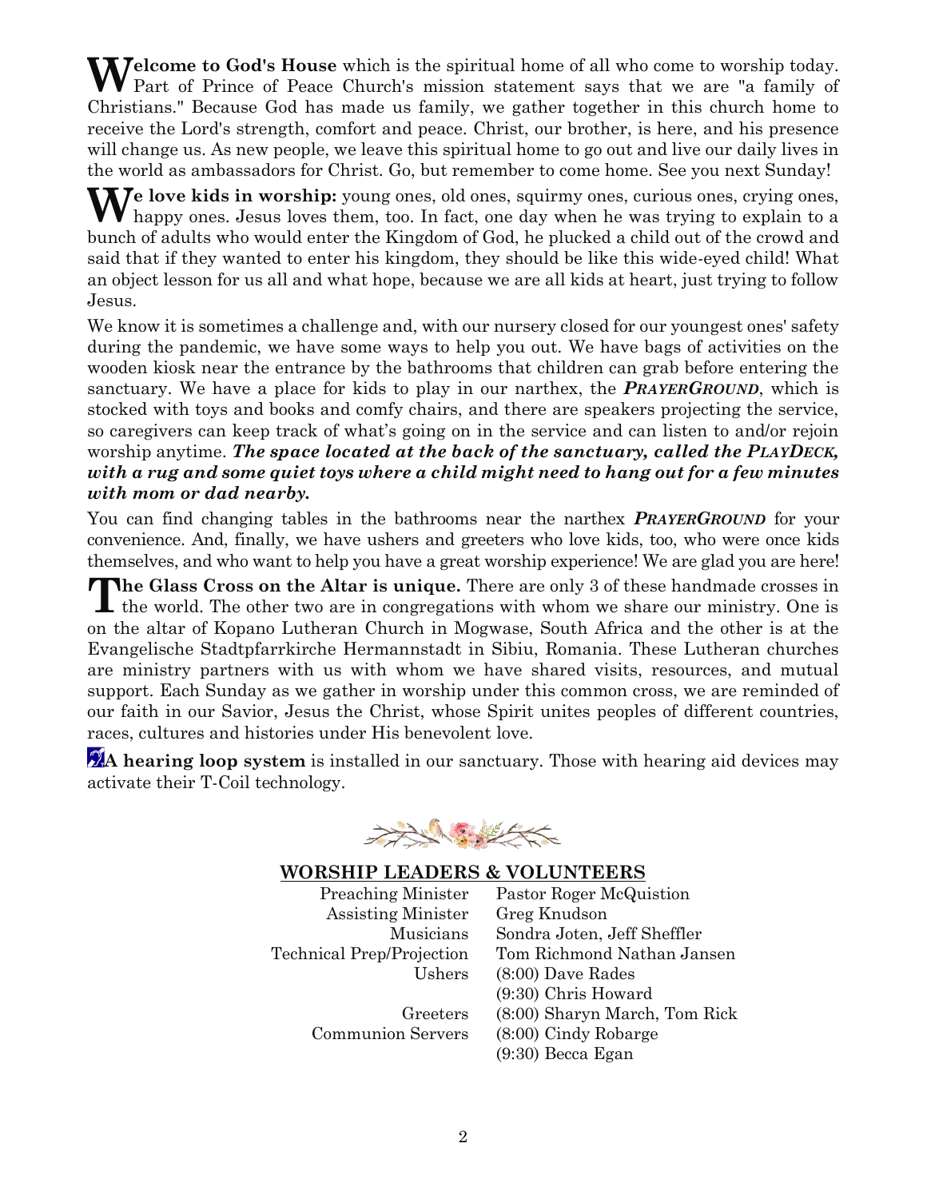**Welcome to God's House** which is the spiritual home of all who come to worship today. Part of Prince of Peace Church's mission statement says that we are "a family of Christians." Because God has made us family, we gather together in this church home to receive the Lord's strength, comfort and peace. Christ, our brother, is here, and his presence will change us. As new people, we leave this spiritual home to go out and live our daily lives in the world as ambassadors for Christ. Go, but remember to come home. See you next Sunday!

**We love kids in worship:** young ones, old ones, squirmy ones, curious ones, crying ones, happy ones. Jesus loves them, too. In fact, one day when he was trying to explain to a bunch of adults who would enter the Kingdom of God, he plucked a child out of the crowd and said that if they wanted to enter his kingdom, they should be like this wide-eyed child! What an object lesson for us all and what hope, because we are all kids at heart, just trying to follow Jesus.

We know it is sometimes a challenge and, with our nursery closed for our youngest ones' safety during the pandemic, we have some ways to help you out. We have bags of activities on the wooden kiosk near the entrance by the bathrooms that children can grab before entering the sanctuary. We have a place for kids to play in our narthex, the ***PRAYERGROUND***, which is stocked with toys and books and comfy chairs, and there are speakers projecting the service, so caregivers can keep track of what's going on in the service and can listen to and/or rejoin worship anytime. ***The space located at the back of the sanctuary, called the PLAYDECK, with a rug and some quiet toys where a child might need to hang out for a few minutes with mom or dad nearby.***

You can find changing tables in the bathrooms near the narthex ***PRAYERGROUND*** for your convenience. And, finally, we have ushers and greeters who love kids, too, who were once kids themselves, and who want to help you have a great worship experience! We are glad you are here!

**The Glass Cross on the Altar is unique.** There are only 3 of these handmade crosses in the world. The other two are in congregations with whom we share our ministry. One is on the altar of Kopano Lutheran Church in Mogwase, South Africa and the other is at the Evangelische Stadtpfarrkirche Hermannstadt in Sibiu, Romania. These Lutheran churches are ministry partners with us with whom we have shared visits, resources, and mutual support. Each Sunday as we gather in worship under this common cross, we are reminded of our faith in our Savior, Jesus the Christ, whose Spirit unites peoples of different countries, races, cultures and histories under His benevolent love.

**A hearing loop system** is installed in our sanctuary. Those with hearing aid devices may activate their T-Coil technology.

## WORSHIP LEADERS & VOLUNTEERS

| | |
|---|---|
| Preaching Minister | Pastor Roger McQuistion |
| Assisting Minister | Greg Knudson |
| Musicians | Sondra Joten, Jeff Sheffler |
| Technical Prep/Projection | Tom Richmond Nathan Jansen |
| Ushers | (8:00) Dave Rades |
| | (9:30) Chris Howard |
| Greeters | (8:00) Sharyn March, Tom Rick |
| Communion Servers | (8:00) Cindy Robarge |
| | (9:30) Becca Egan |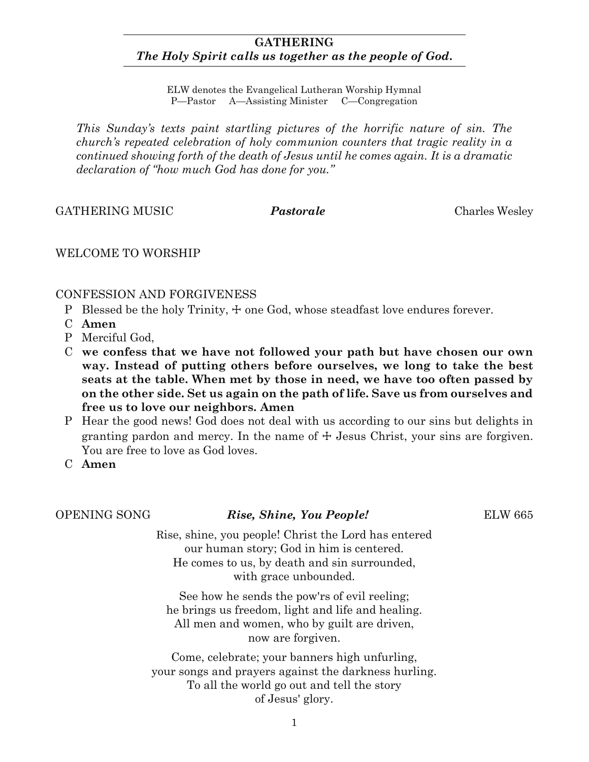## GATHERING

***The Holy Spirit calls us together as the people of God.***

ELW denotes the Evangelical Lutheran Worship Hymnal
P—Pastor A—Assisting Minister C—Congregation

*This Sunday's texts paint startling pictures of the horrific nature of sin. The church's repeated celebration of holy communion counters that tragic reality in a continued showing forth of the death of Jesus until he comes again. It is a dramatic declaration of "how much God has done for you."*

GATHERING MUSIC ***Pastorale*** Charles Wesley

WELCOME TO WORSHIP

CONFESSION AND FORGIVENESS

P Blessed be the holy Trinity, ☩ one God, whose steadfast love endures forever.

C **Amen**

P Merciful God,

C **we confess that we have not followed your path but have chosen our own way. Instead of putting others before ourselves, we long to take the best seats at the table. When met by those in need, we have too often passed by on the other side. Set us again on the path of life. Save us from ourselves and free us to love our neighbors. Amen**

P Hear the good news! God does not deal with us according to our sins but delights in granting pardon and mercy. In the name of ☩ Jesus Christ, your sins are forgiven. You are free to love as God loves.

C **Amen**

OPENING SONG ***Rise, Shine, You People!*** ELW 665

Rise, shine, you people! Christ the Lord has entered
our human story; God in him is centered.
He comes to us, by death and sin surrounded,
with grace unbounded.

See how he sends the pow'rs of evil reeling;
he brings us freedom, light and life and healing.
All men and women, who by guilt are driven,
now are forgiven.

Come, celebrate; your banners high unfurling,
your songs and prayers against the darkness hurling.
To all the world go out and tell the story
of Jesus' glory.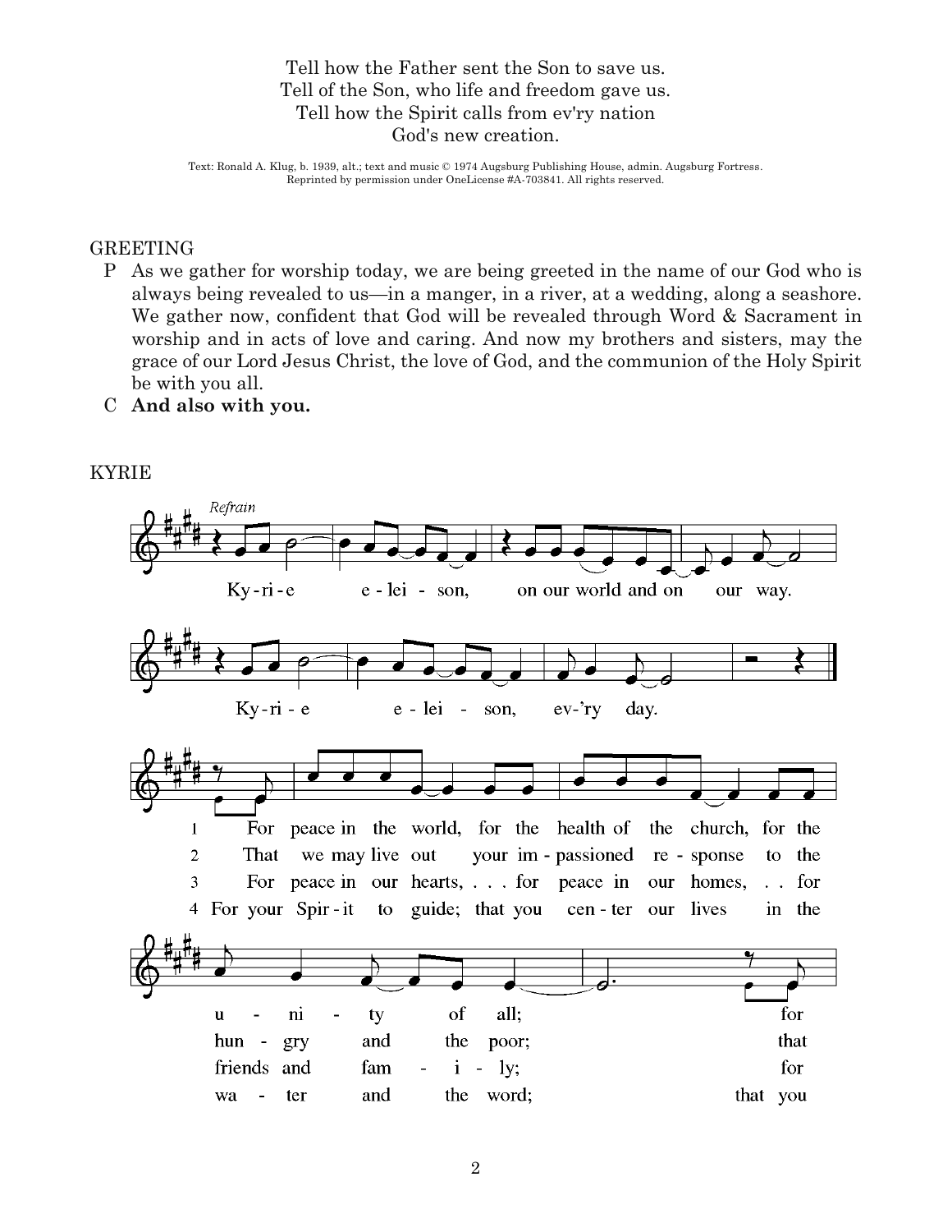Tell how the Father sent the Son to save us.
Tell of the Son, who life and freedom gave us.
Tell how the Spirit calls from ev'ry nation
God's new creation.

Text: Ronald A. Klug, b. 1939, alt.; text and music © 1974 Augsburg Publishing House, admin. Augsburg Fortress. Reprinted by permission under OneLicense #A-703841. All rights reserved.

## GREETING

P As we gather for worship today, we are being greeted in the name of our God who is always being revealed to us—in a manger, in a river, at a wedding, along a seashore. We gather now, confident that God will be revealed through Word & Sacrament in worship and in acts of love and caring. And now my brothers and sisters, may the grace of our Lord Jesus Christ, the love of God, and the communion of the Holy Spirit be with you all.

C **And also with you.**

## KYRIE

*Refrain*

Ky-ri-e e-lei-son, on our world and on our way.
Ky-ri-e e-lei-son, ev-'ry day.

1 For peace in the world, for the health of the church, for the u-ni-ty of all; for
2 That we may live out your im-passioned re-sponse to the hun-gry and the poor; that
3 For peace in our hearts, . . . for peace in our homes, . . for friends and fam-i-ly; for
4 For your Spir-it to guide; that you cen-ter our lives in the wa-ter and the word; that you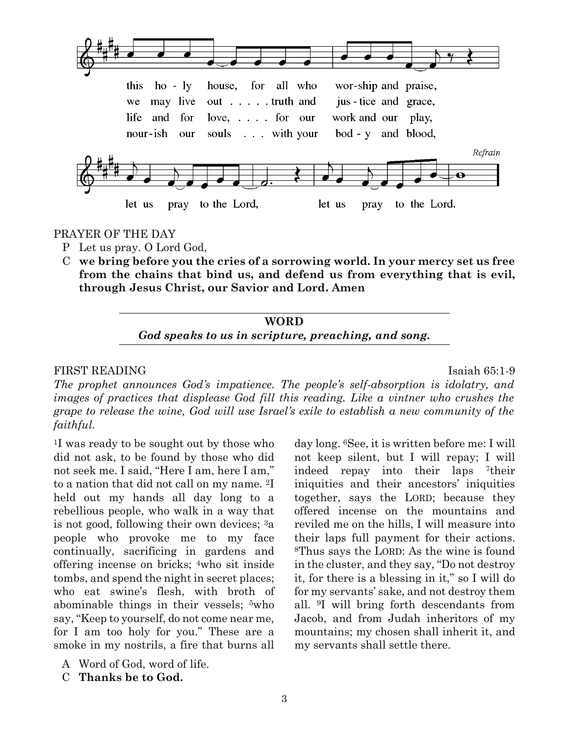this holy house, for all who worship and praise,
we may live out . . . . . truth and justice and grace,
life and for love, . . . . for our work and our play,
nourish our souls . . . with your body and blood,

*Refrain*

let us pray to the Lord, let us pray to the Lord.

PRAYER OF THE DAY

P Let us pray. O Lord God,

C **we bring before you the cries of a sorrowing world. In your mercy set us free from the chains that bind us, and defend us from everything that is evil, through Jesus Christ, our Savior and Lord. Amen**

## WORD

***God speaks to us in scripture, preaching, and song.***

FIRST READING Isaiah 65:1-9

*The prophet announces God's impatience. The people's self-absorption is idolatry, and images of practices that displease God fill this reading. Like a vintner who crushes the grape to release the wine, God will use Israel's exile to establish a new community of the faithful.*

[1]I was ready to be sought out by those who did not ask, to be found by those who did not seek me. I said, "Here I am, here I am," to a nation that did not call on my name. [2]I held out my hands all day long to a rebellious people, who walk in a way that is not good, following their own devices; [3]a people who provoke me to my face continually, sacrificing in gardens and offering incense on bricks; [4]who sit inside tombs, and spend the night in secret places; who eat swine's flesh, with broth of abominable things in their vessels; [5]who say, "Keep to yourself, do not come near me, for I am too holy for you." These are a smoke in my nostrils, a fire that burns all day long. [6]See, it is written before me: I will not keep silent, but I will repay; I will indeed repay into their laps [7]their iniquities and their ancestors' iniquities together, says the LORD; because they offered incense on the mountains and reviled me on the hills, I will measure into their laps full payment for their actions. [8]Thus says the LORD: As the wine is found in the cluster, and they say, "Do not destroy it, for there is a blessing in it," so I will do for my servants' sake, and not destroy them all. [9]I will bring forth descendants from Jacob, and from Judah inheritors of my mountains; my chosen shall inherit it, and my servants shall settle there.

A Word of God, word of life.

C **Thanks be to God.**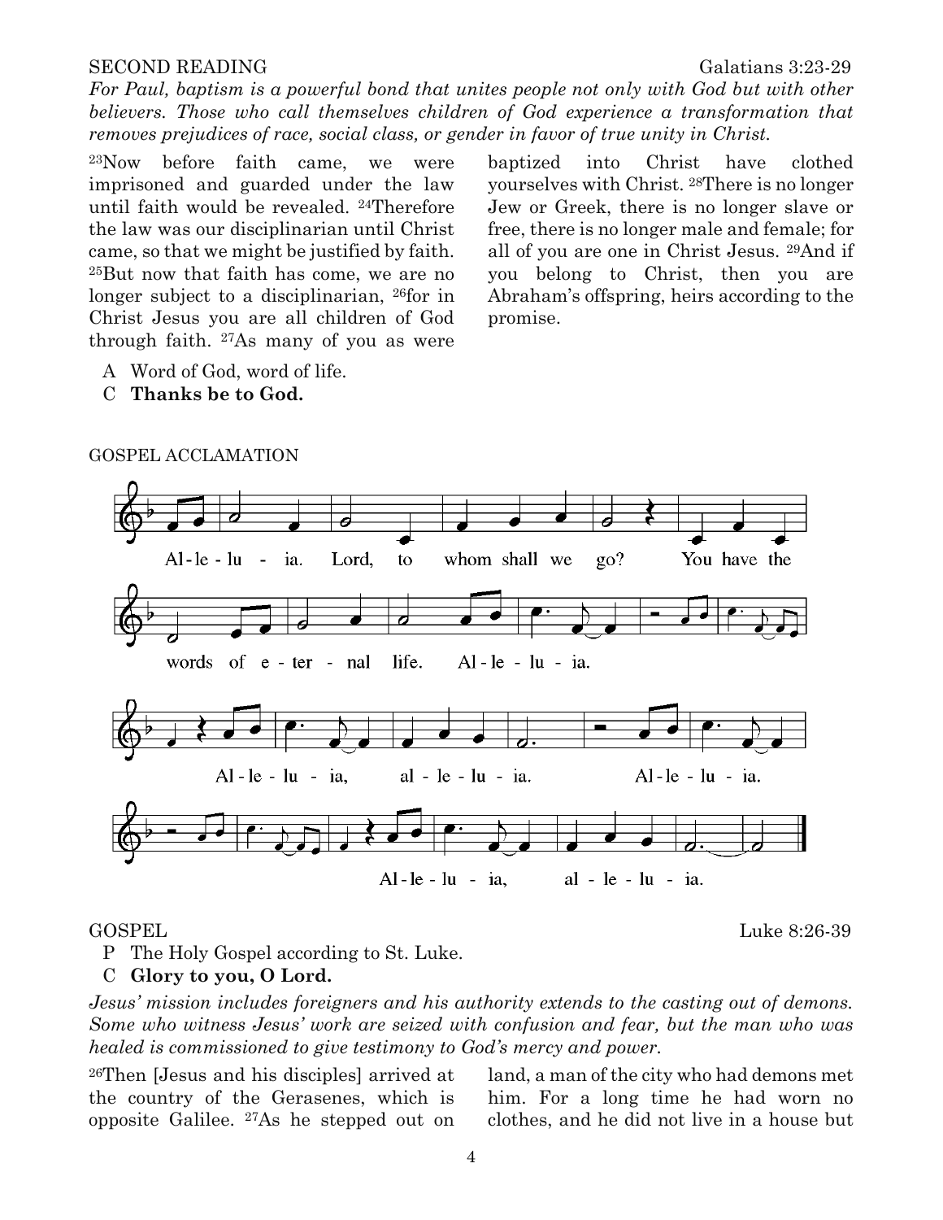SECOND READING Galatians 3:23-29

*For Paul, baptism is a powerful bond that unites people not only with God but with other believers. Those who call themselves children of God experience a transformation that removes prejudices of race, social class, or gender in favor of true unity in Christ.*

[23]Now before faith came, we were imprisoned and guarded under the law until faith would be revealed. [24]Therefore the law was our disciplinarian until Christ came, so that we might be justified by faith. [25]But now that faith has come, we are no longer subject to a disciplinarian, [26]for in Christ Jesus you are all children of God through faith. [27]As many of you as were baptized into Christ have clothed yourselves with Christ. [28]There is no longer Jew or Greek, there is no longer slave or free, there is no longer male and female; for all of you are one in Christ Jesus. [29]And if you belong to Christ, then you are Abraham's offspring, heirs according to the promise.

A Word of God, word of life.
C **Thanks be to God.**

GOSPEL ACCLAMATION

Alleluia. Lord, to whom shall we go? You have the words of eternal life. Alleluia. Alleluia, alleluia. Alleluia. Alleluia, alleluia.

GOSPEL Luke 8:26-39

P The Holy Gospel according to St. Luke.
C **Glory to you, O Lord.**

*Jesus' mission includes foreigners and his authority extends to the casting out of demons. Some who witness Jesus' work are seized with confusion and fear, but the man who was healed is commissioned to give testimony to God's mercy and power.*

[26]Then [Jesus and his disciples] arrived at the country of the Gerasenes, which is opposite Galilee. [27]As he stepped out on land, a man of the city who had demons met him. For a long time he had worn no clothes, and he did not live in a house but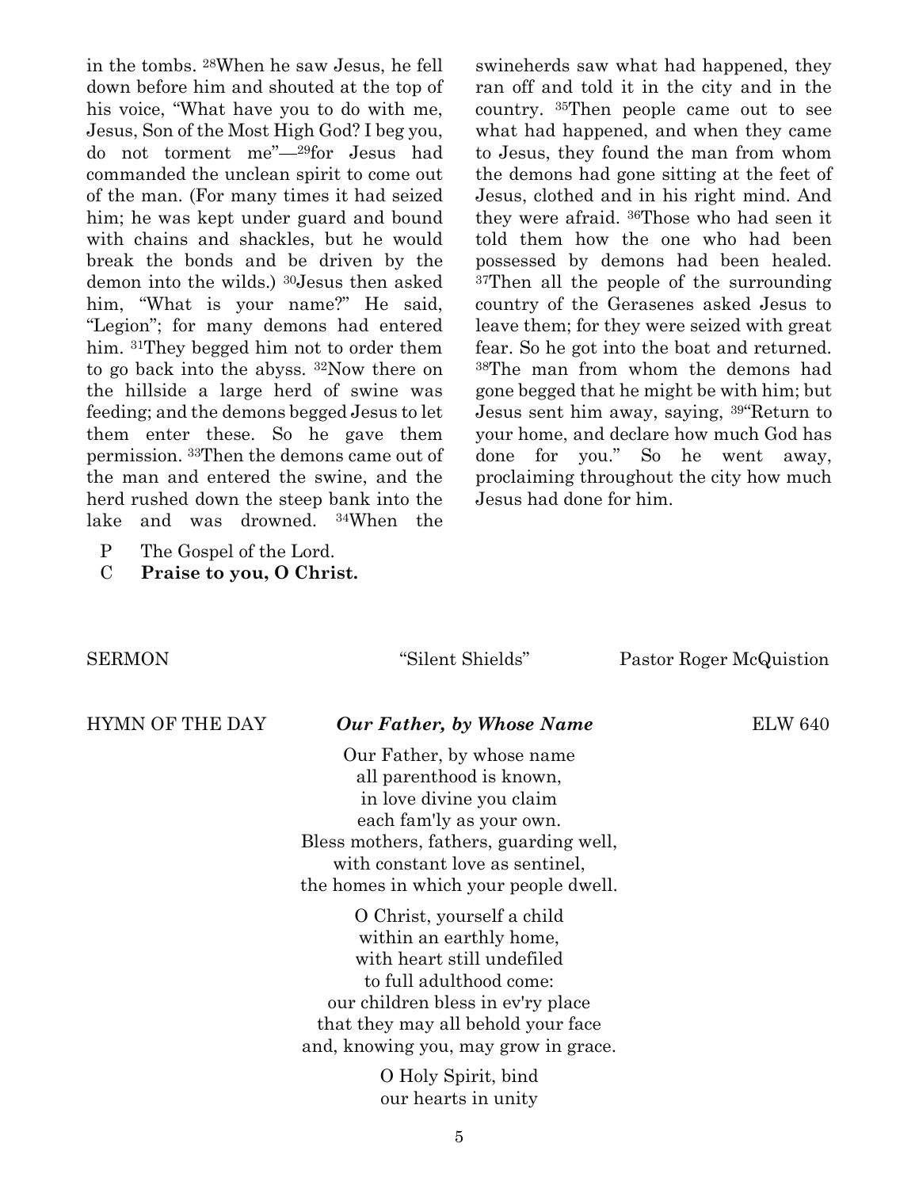in the tombs. 28When he saw Jesus, he fell down before him and shouted at the top of his voice, "What have you to do with me, Jesus, Son of the Most High God? I beg you, do not torment me"—29for Jesus had commanded the unclean spirit to come out of the man. (For many times it had seized him; he was kept under guard and bound with chains and shackles, but he would break the bonds and be driven by the demon into the wilds.) 30Jesus then asked him, "What is your name?" He said, "Legion"; for many demons had entered him. 31They begged him not to order them to go back into the abyss. 32Now there on the hillside a large herd of swine was feeding; and the demons begged Jesus to let them enter these. So he gave them permission. 33Then the demons came out of the man and entered the swine, and the herd rushed down the steep bank into the lake and was drowned. 34When the swineherds saw what had happened, they ran off and told it in the city and in the country. 35Then people came out to see what had happened, and when they came to Jesus, they found the man from whom the demons had gone sitting at the feet of Jesus, clothed and in his right mind. And they were afraid. 36Those who had seen it told them how the one who had been possessed by demons had been healed. 37Then all the people of the surrounding country of the Gerasenes asked Jesus to leave them; for they were seized with great fear. So he got into the boat and returned. 38The man from whom the demons had gone begged that he might be with him; but Jesus sent him away, saying, 39"Return to your home, and declare how much God has done for you." So he went away, proclaiming throughout the city how much Jesus had done for him.

P The Gospel of the Lord.
C **Praise to you, O Christ.**

SERMON "Silent Shields" Pastor Roger McQuistion

HYMN OF THE DAY ***Our Father, by Whose Name*** ELW 640

Our Father, by whose name
all parenthood is known,
in love divine you claim
each fam'ly as your own.
Bless mothers, fathers, guarding well,
with constant love as sentinel,
the homes in which your people dwell.

O Christ, yourself a child
within an earthly home,
with heart still undefiled
to full adulthood come:
our children bless in ev'ry place
that they may all behold your face
and, knowing you, may grow in grace.

O Holy Spirit, bind
our hearts in unity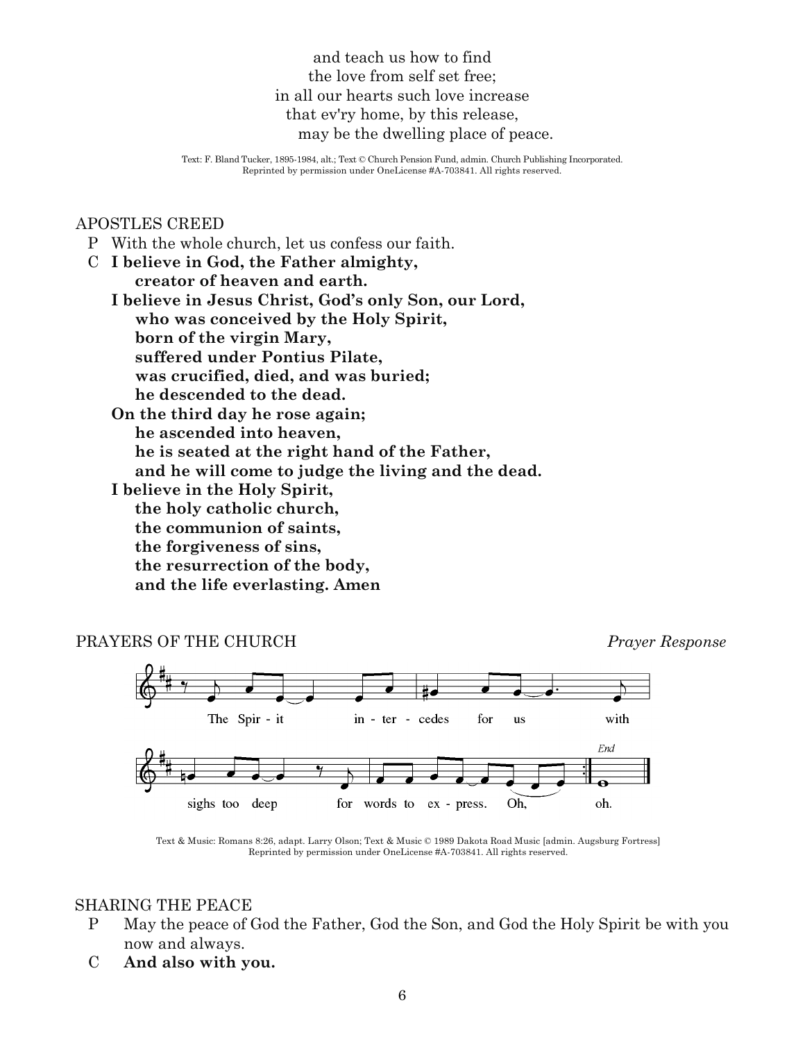and teach us how to find
the love from self set free;
in all our hearts such love increase
that ev'ry home, by this release,
may be the dwelling place of peace.

Text: F. Bland Tucker, 1895-1984, alt.; Text © Church Pension Fund, admin. Church Publishing Incorporated. Reprinted by permission under OneLicense #A-703841. All rights reserved.

APOSTLES CREED

P With the whole church, let us confess our faith.

C **I believe in God, the Father almighty,**
**creator of heaven and earth.**
**I believe in Jesus Christ, God's only Son, our Lord,**
**who was conceived by the Holy Spirit,**
**born of the virgin Mary,**
**suffered under Pontius Pilate,**
**was crucified, died, and was buried;**
**he descended to the dead.**
**On the third day he rose again;**
**he ascended into heaven,**
**he is seated at the right hand of the Father,**
**and he will come to judge the living and the dead.**
**I believe in the Holy Spirit,**
**the holy catholic church,**
**the communion of saints,**
**the forgiveness of sins,**
**the resurrection of the body,**
**and the life everlasting. Amen**

PRAYERS OF THE CHURCH *Prayer Response*

The Spir - it in - ter - cedes for us with sighs too deep for words to ex - press. Oh, *End* oh.

Text & Music: Romans 8:26, adapt. Larry Olson; Text & Music © 1989 Dakota Road Music [admin. Augsburg Fortress] Reprinted by permission under OneLicense #A-703841. All rights reserved.

SHARING THE PEACE

P May the peace of God the Father, God the Son, and God the Holy Spirit be with you now and always.

C **And also with you.**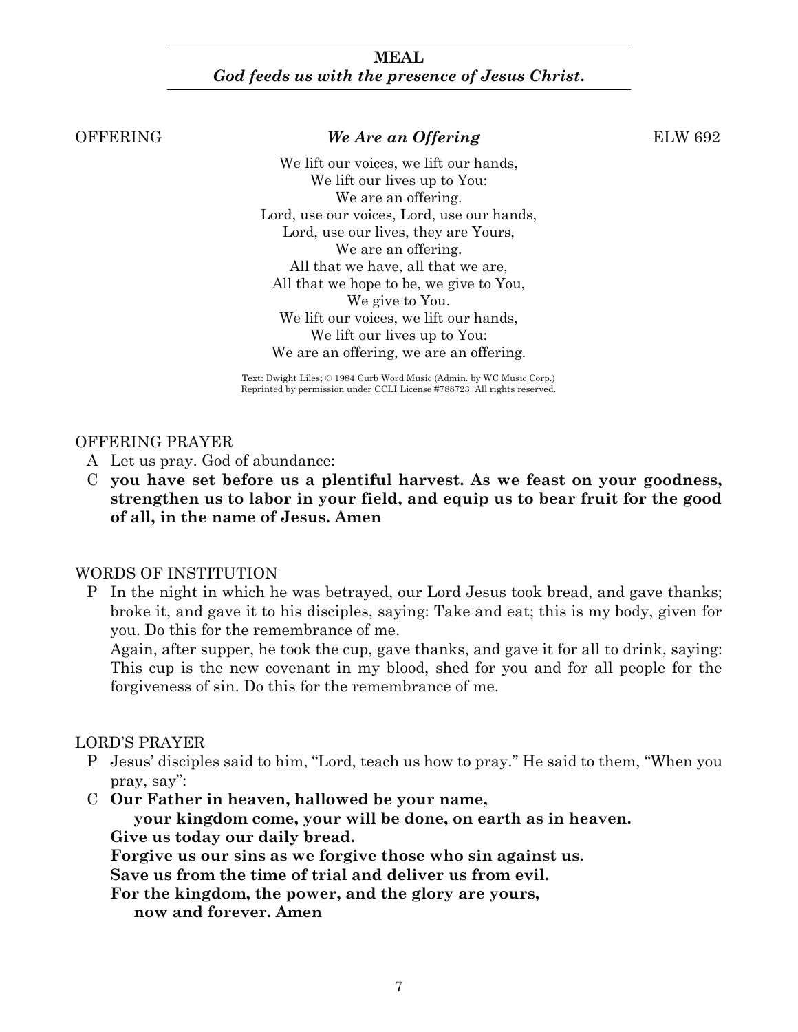## MEAL

***God feeds us with the presence of Jesus Christ.***

OFFERING *We Are an Offering* ELW 692

We lift our voices, we lift our hands,
We lift our lives up to You:
We are an offering.
Lord, use our voices, Lord, use our hands,
Lord, use our lives, they are Yours,
We are an offering.
All that we have, all that we are,
All that we hope to be, we give to You,
We give to You.
We lift our voices, we lift our hands,
We lift our lives up to You:
We are an offering, we are an offering.

Text: Dwight Liles; © 1984 Curb Word Music (Admin. by WC Music Corp.)
Reprinted by permission under CCLI License #788723. All rights reserved.

OFFERING PRAYER

A Let us pray. God of abundance:

C **you have set before us a plentiful harvest. As we feast on your goodness, strengthen us to labor in your field, and equip us to bear fruit for the good of all, in the name of Jesus. Amen**

WORDS OF INSTITUTION

P In the night in which he was betrayed, our Lord Jesus took bread, and gave thanks; broke it, and gave it to his disciples, saying: Take and eat; this is my body, given for you. Do this for the remembrance of me.
Again, after supper, he took the cup, gave thanks, and gave it for all to drink, saying: This cup is the new covenant in my blood, shed for you and for all people for the forgiveness of sin. Do this for the remembrance of me.

LORD'S PRAYER

P Jesus' disciples said to him, "Lord, teach us how to pray." He said to them, "When you pray, say":

C **Our Father in heaven, hallowed be your name,**
**your kingdom come, your will be done, on earth as in heaven.**
**Give us today our daily bread.**
**Forgive us our sins as we forgive those who sin against us.**
**Save us from the time of trial and deliver us from evil.**
**For the kingdom, the power, and the glory are yours,**
**now and forever. Amen**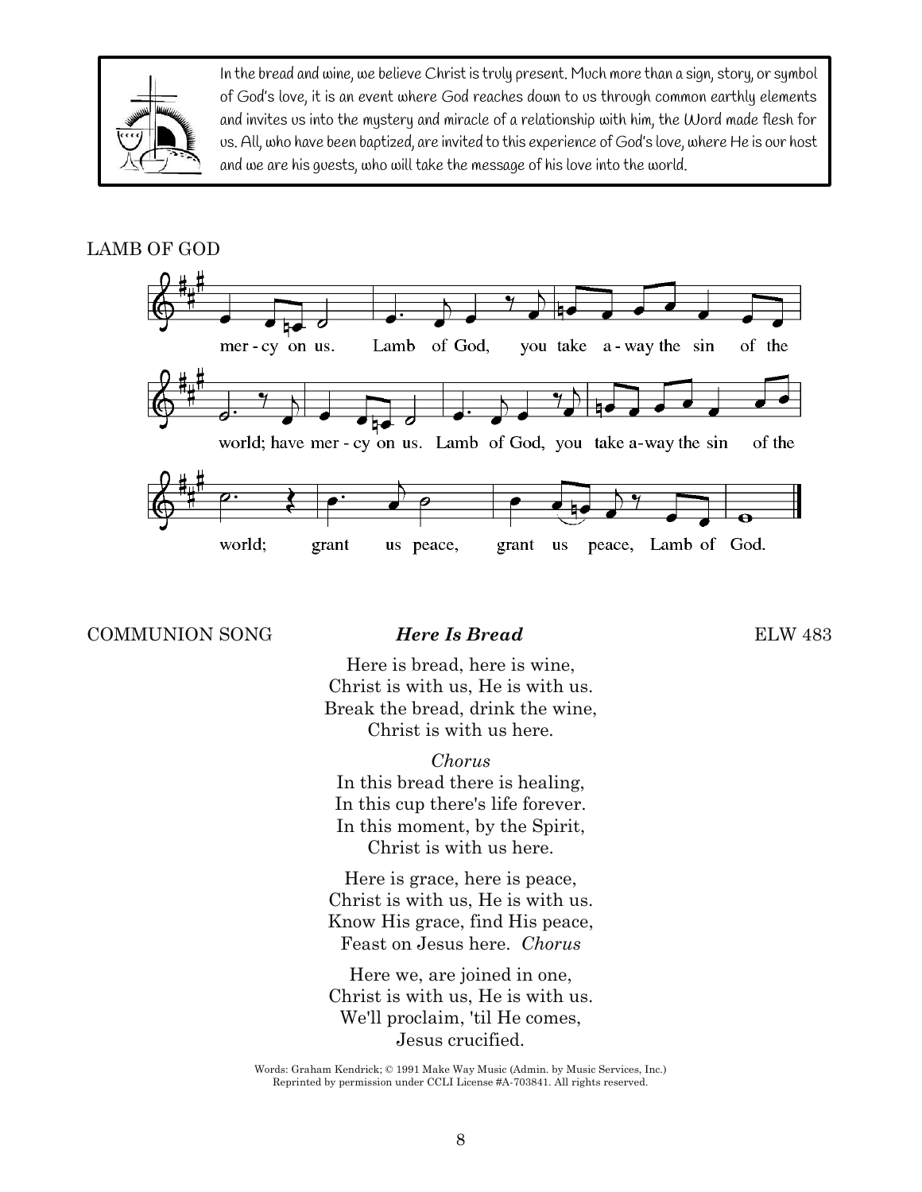In the bread and wine, we believe Christ is truly present. Much more than a sign, story, or symbol of God's love, it is an event where God reaches down to us through common earthly elements and invites us into the mystery and miracle of a relationship with him, the Word made flesh for us. All, who have been baptized, are invited to this experience of God's love, where He is our host and we are his guests, who will take the message of his love into the world.

LAMB OF GOD

mer - cy on us. Lamb of God, you take a - way the sin of the world; have mer - cy on us. Lamb of God, you take a-way the sin of the world; grant us peace, grant us peace, Lamb of God.

COMMUNION SONG *Here Is Bread* ELW 483

Here is bread, here is wine,
Christ is with us, He is with us.
Break the bread, drink the wine,
Christ is with us here.

*Chorus*
In this bread there is healing,
In this cup there's life forever.
In this moment, by the Spirit,
Christ is with us here.

Here is grace, here is peace,
Christ is with us, He is with us.
Know His grace, find His peace,
Feast on Jesus here. *Chorus*

Here we, are joined in one,
Christ is with us, He is with us.
We'll proclaim, 'til He comes,
Jesus crucified.

Words: Graham Kendrick; © 1991 Make Way Music (Admin. by Music Services, Inc.)
Reprinted by permission under CCLI License #A-703841. All rights reserved.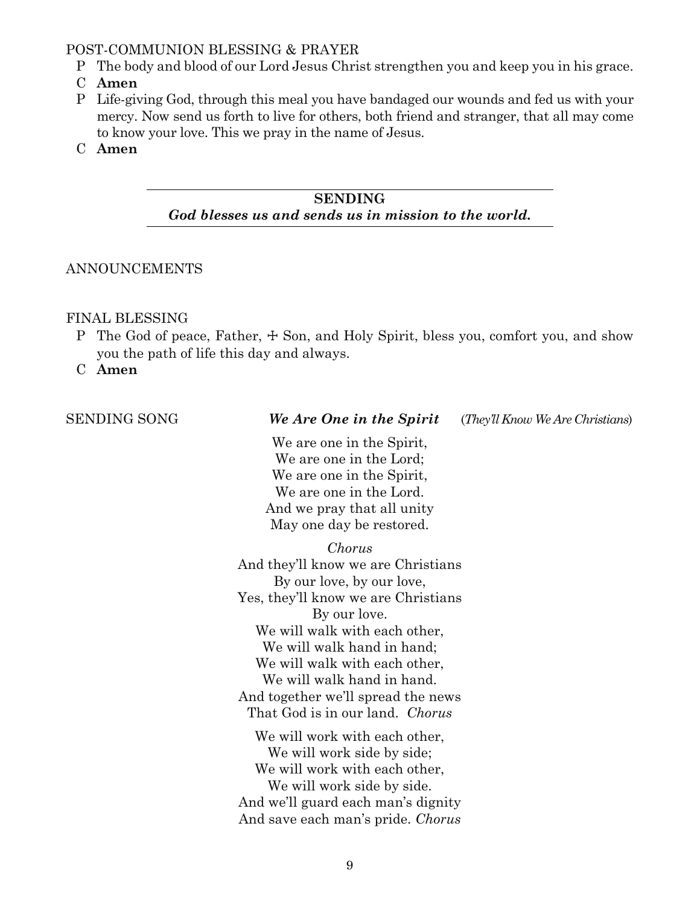POST-COMMUNION BLESSING & PRAYER

P The body and blood of our Lord Jesus Christ strengthen you and keep you in his grace.

C **Amen**

P Life-giving God, through this meal you have bandaged our wounds and fed us with your mercy. Now send us forth to live for others, both friend and stranger, that all may come to know your love. This we pray in the name of Jesus.

C **Amen**

---

**SENDING**

***God blesses us and sends us in mission to the world.***

---

ANNOUNCEMENTS

FINAL BLESSING

P The God of peace, Father, ☩ Son, and Holy Spirit, bless you, comfort you, and show you the path of life this day and always.

C **Amen**

SENDING SONG ***We Are One in the Spirit*** (*They'll Know We Are Christians*)

We are one in the Spirit,
We are one in the Lord;
We are one in the Spirit,
We are one in the Lord.
And we pray that all unity
May one day be restored.

*Chorus*
And they'll know we are Christians
By our love, by our love,
Yes, they'll know we are Christians
By our love.

We will walk with each other,
We will walk hand in hand;
We will walk with each other,
We will walk hand in hand.
And together we'll spread the news
That God is in our land. *Chorus*

We will work with each other,
We will work side by side;
We will work with each other,
We will work side by side.
And we'll guard each man's dignity
And save each man's pride. *Chorus*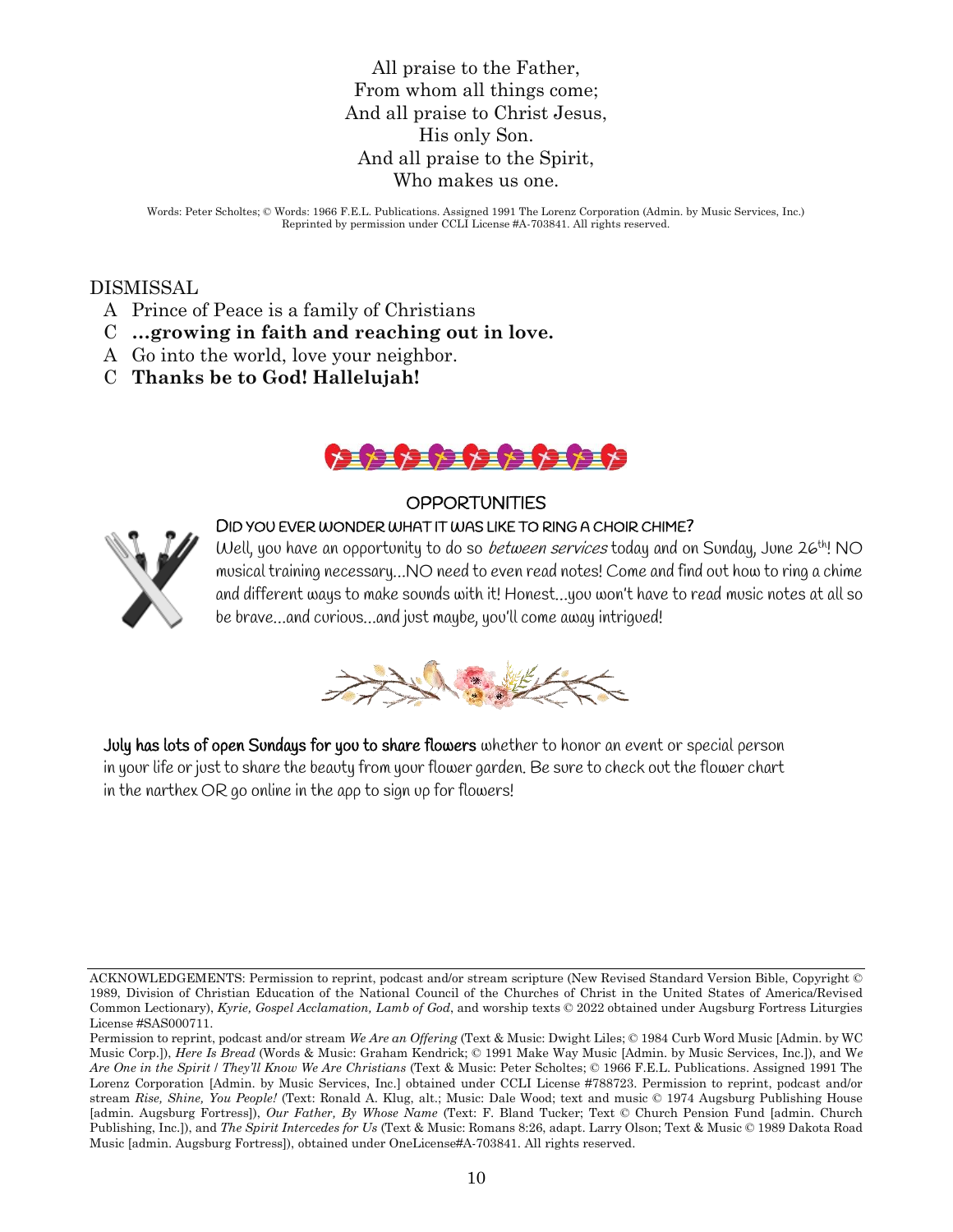All praise to the Father,
From whom all things come;
And all praise to Christ Jesus,
His only Son.
And all praise to the Spirit,
Who makes us one.

Words: Peter Scholtes; © Words: 1966 F.E.L. Publications. Assigned 1991 The Lorenz Corporation (Admin. by Music Services, Inc.) Reprinted by permission under CCLI License #A-703841. All rights reserved.

DISMISSAL

A Prince of Peace is a family of Christians
C **...growing in faith and reaching out in love.**
A Go into the world, love your neighbor.
C **Thanks be to God! Hallelujah!**

## OPPORTUNITIES

### DID YOU EVER WONDER WHAT IT WAS LIKE TO RING A CHOIR CHIME?

Well, you have an opportunity to do so *between services* today and on Sunday, June 26th! NO musical training necessary...NO need to even read notes! Come and find out how to ring a chime and different ways to make sounds with it! Honest...you won't have to read music notes at all so be brave...and curious...and just maybe, you'll come away intrigued!

**July has lots of open Sundays for you to share flowers** whether to honor an event or special person in your life or just to share the beauty from your flower garden. Be sure to check out the flower chart in the narthex OR go online in the app to sign up for flowers!

ACKNOWLEDGEMENTS: Permission to reprint, podcast and/or stream scripture (New Revised Standard Version Bible, Copyright © 1989, Division of Christian Education of the National Council of the Churches of Christ in the United States of America/Revised Common Lectionary), *Kyrie, Gospel Acclamation, Lamb of God*, and worship texts © 2022 obtained under Augsburg Fortress Liturgies License #SAS000711.

Permission to reprint, podcast and/or stream *We Are an Offering* (Text & Music: Dwight Liles; © 1984 Curb Word Music [Admin. by WC Music Corp.]), *Here Is Bread* (Words & Music: Graham Kendrick; © 1991 Make Way Music [Admin. by Music Services, Inc.]), and *We Are One in the Spirit / They'll Know We Are Christians* (Text & Music: Peter Scholtes; © 1966 F.E.L. Publications. Assigned 1991 The Lorenz Corporation [Admin. by Music Services, Inc.] obtained under CCLI License #788723. Permission to reprint, podcast and/or stream *Rise, Shine, You People!* (Text: Ronald A. Klug, alt.; Music: Dale Wood; text and music © 1974 Augsburg Publishing House [admin. Augsburg Fortress]), *Our Father, By Whose Name* (Text: F. Bland Tucker; Text © Church Pension Fund [admin. Church Publishing, Inc.]), and *The Spirit Intercedes for Us* (Text & Music: Romans 8:26, adapt. Larry Olson; Text & Music © 1989 Dakota Road Music [admin. Augsburg Fortress]), obtained under OneLicense#A-703841. All rights reserved.